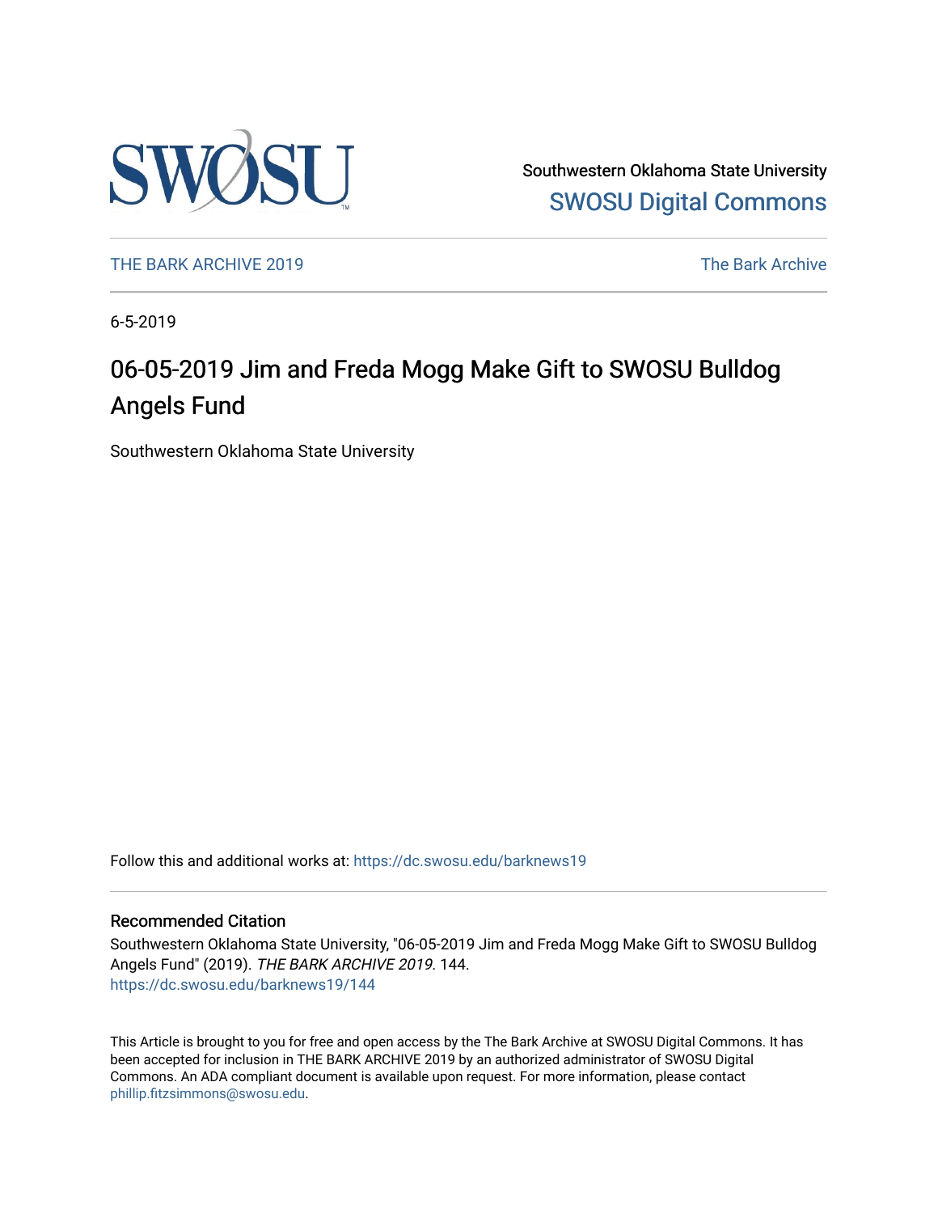Southwestern Oklahoma State University
SWOSU Digital Commons

THE BARK ARCHIVE 2019 The Bark Archive

6-5-2019

# 06-05-2019 Jim and Freda Mogg Make Gift to SWOSU Bulldog Angels Fund

Southwestern Oklahoma State University

Follow this and additional works at: https://dc.swosu.edu/barknews19

## Recommended Citation

Southwestern Oklahoma State University, "06-05-2019 Jim and Freda Mogg Make Gift to SWOSU Bulldog Angels Fund" (2019). *THE BARK ARCHIVE 2019*. 144.
https://dc.swosu.edu/barknews19/144

This Article is brought to you for free and open access by the The Bark Archive at SWOSU Digital Commons. It has been accepted for inclusion in THE BARK ARCHIVE 2019 by an authorized administrator of SWOSU Digital Commons. An ADA compliant document is available upon request. For more information, please contact phillip.fitzsimmons@swosu.edu.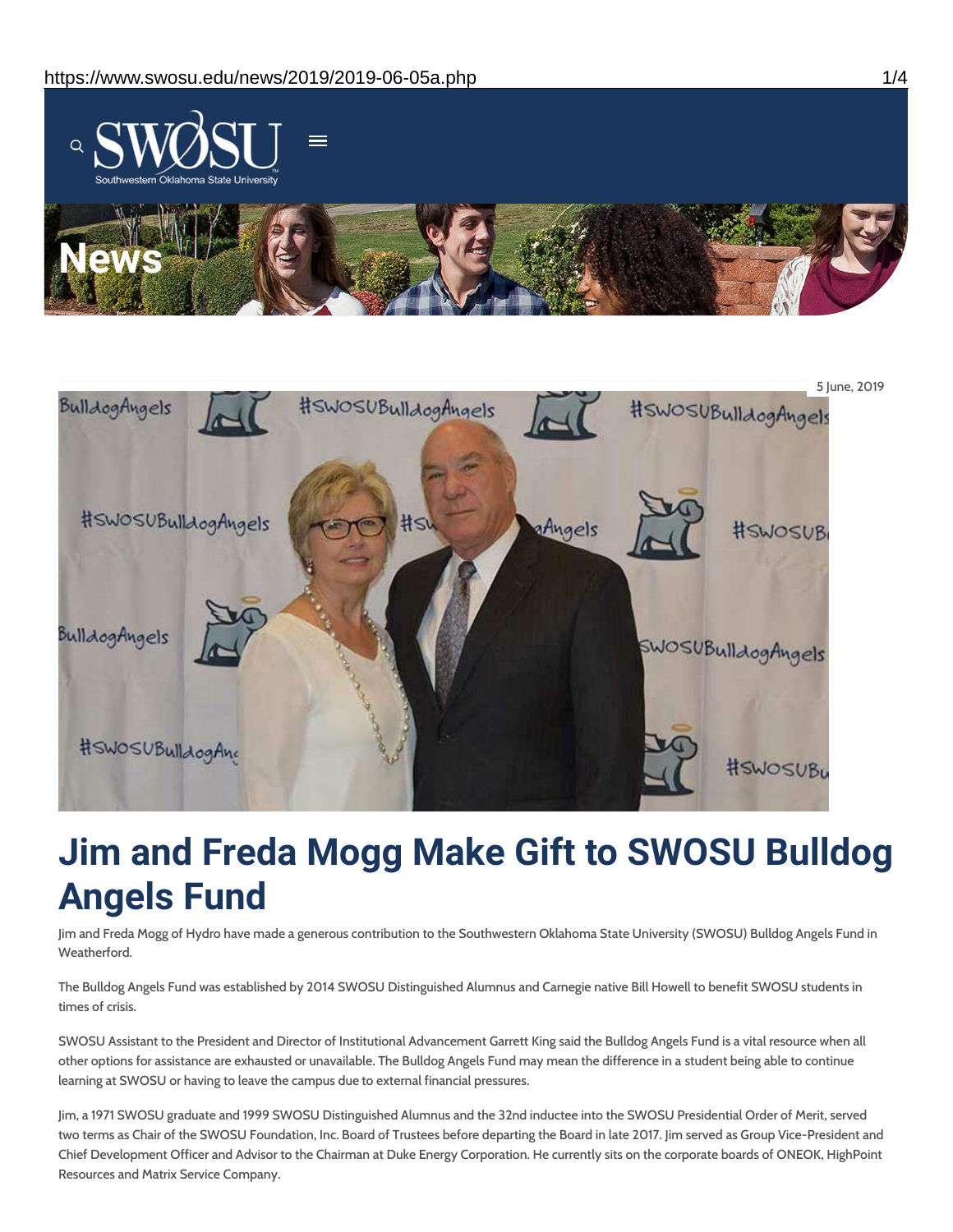# News

5 June, 2019

# Jim and Freda Mogg Make Gift to SWOSU Bulldog Angels Fund

Jim and Freda Mogg of Hydro have made a generous contribution to the Southwestern Oklahoma State University (SWOSU) Bulldog Angels Fund in Weatherford.

The Bulldog Angels Fund was established by 2014 SWOSU Distinguished Alumnus and Carnegie native Bill Howell to benefit SWOSU students in times of crisis.

SWOSU Assistant to the President and Director of Institutional Advancement Garrett King said the Bulldog Angels Fund is a vital resource when all other options for assistance are exhausted or unavailable. The Bulldog Angels Fund may mean the difference in a student being able to continue learning at SWOSU or having to leave the campus due to external financial pressures.

Jim, a 1971 SWOSU graduate and 1999 SWOSU Distinguished Alumnus and the 32nd inductee into the SWOSU Presidential Order of Merit, served two terms as Chair of the SWOSU Foundation, Inc. Board of Trustees before departing the Board in late 2017. Jim served as Group Vice-President and Chief Development Officer and Advisor to the Chairman at Duke Energy Corporation. He currently sits on the corporate boards of ONEOK, HighPoint Resources and Matrix Service Company.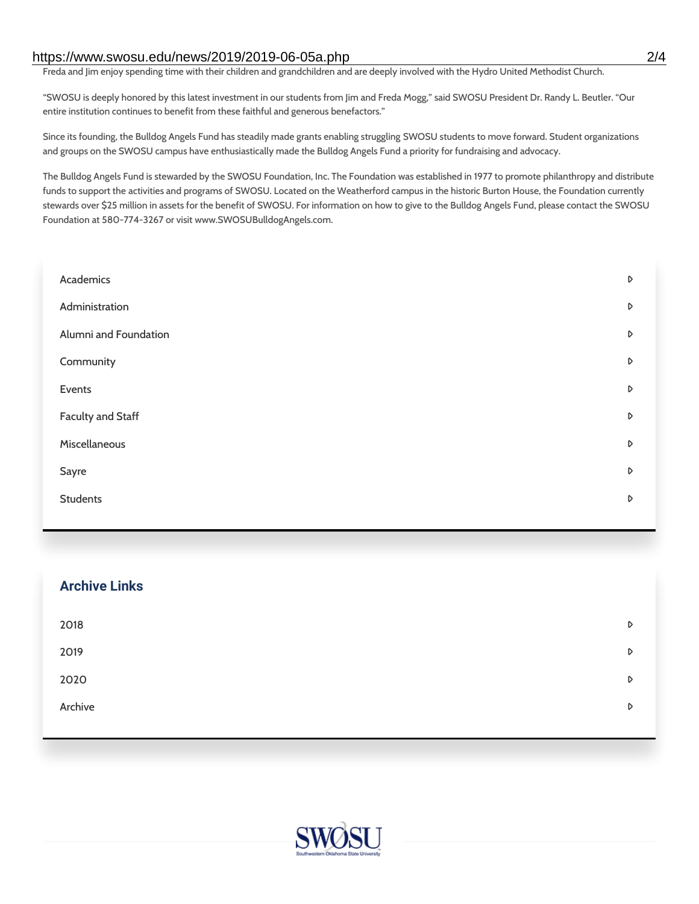Freda and Jim enjoy spending time with their children and grandchildren and are deeply involved with the Hydro United Methodist Church.

"SWOSU is deeply honored by this latest investment in our students from Jim and Freda Mogg," said SWOSU President Dr. Randy L. Beutler. "Our entire institution continues to benefit from these faithful and generous benefactors."

Since its founding, the Bulldog Angels Fund has steadily made grants enabling struggling SWOSU students to move forward. Student organizations and groups on the SWOSU campus have enthusiastically made the Bulldog Angels Fund a priority for fundraising and advocacy.

The Bulldog Angels Fund is stewarded by the SWOSU Foundation, Inc. The Foundation was established in 1977 to promote philanthropy and distribute funds to support the activities and programs of SWOSU. Located on the Weatherford campus in the historic Burton House, the Foundation currently stewards over $25 million in assets for the benefit of SWOSU. For information on how to give to the Bulldog Angels Fund, please contact the SWOSU Foundation at 580-774-3267 or visit www.SWOSUBulldogAngels.com.

- Academics
- Administration
- Alumni and Foundation
- Community
- Events
- Faculty and Staff
- Miscellaneous
- Sayre
- Students

## Archive Links

- 2018
- 2019
- 2020
- Archive

SWOSU

Southwestern Oklahoma State University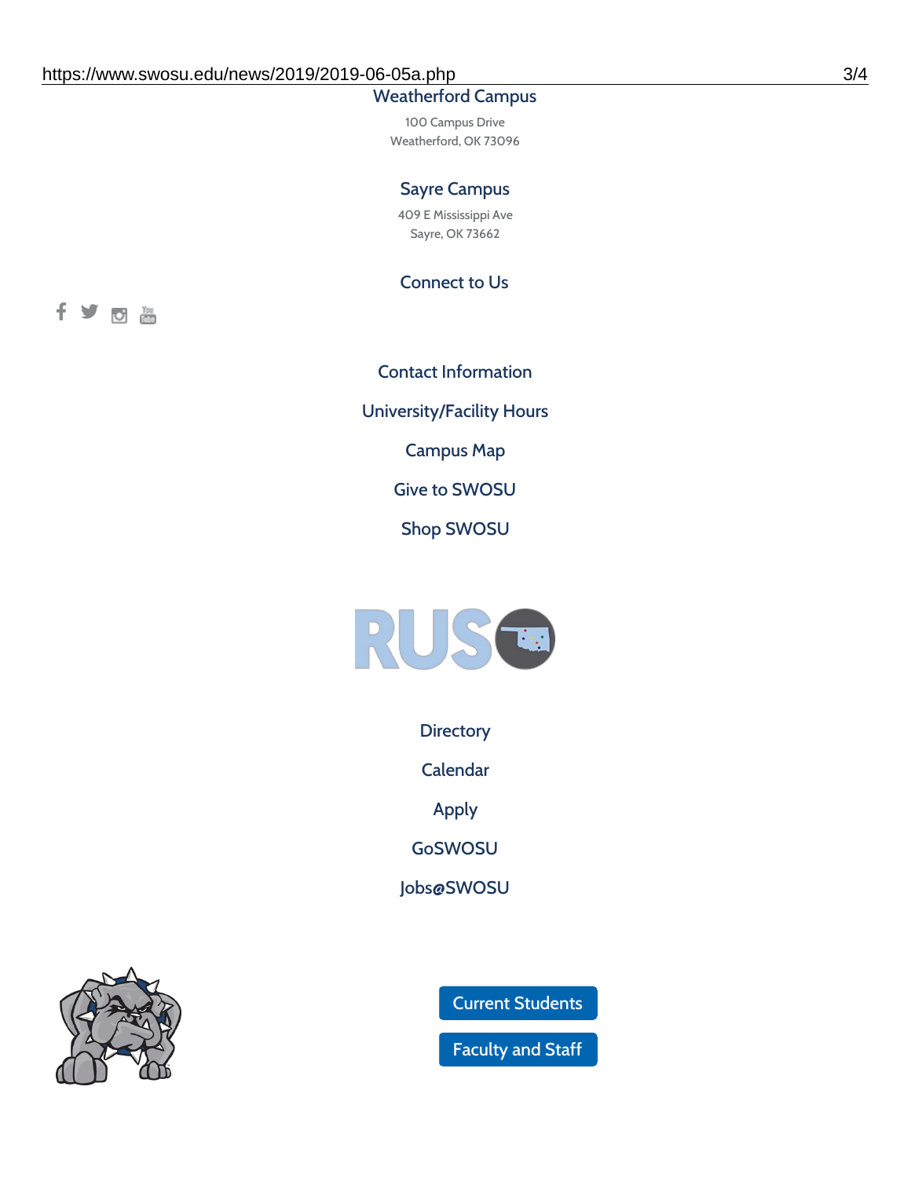Weatherford Campus

100 Campus Drive
Weatherford, OK 73096

Sayre Campus

409 E Mississippi Ave
Sayre, OK 73662

Connect to Us

Contact Information

University/Facility Hours

Campus Map

Give to SWOSU

Shop SWOSU

Directory

Calendar

Apply

GoSWOSU

Jobs@SWOSU

Current Students

Faculty and Staff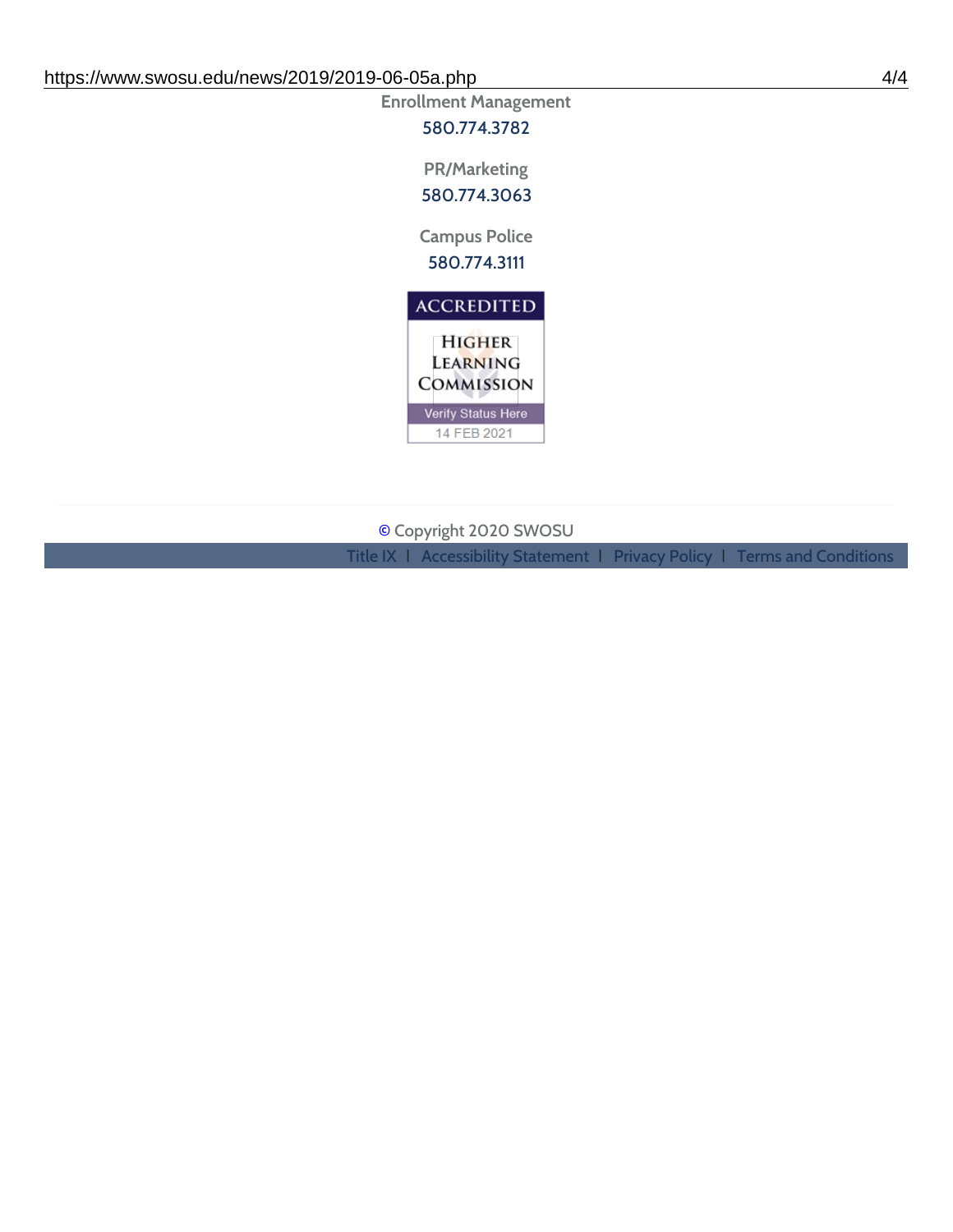Enrollment Management

580.774.3782

PR/Marketing

580.774.3063

Campus Police

580.774.3111

ACCREDITED

HIGHER LEARNING COMMISSION

Verify Status Here

14 FEB 2021

© Copyright 2020 SWOSU

Title IX | Accessibility Statement | Privacy Policy | Terms and Conditions